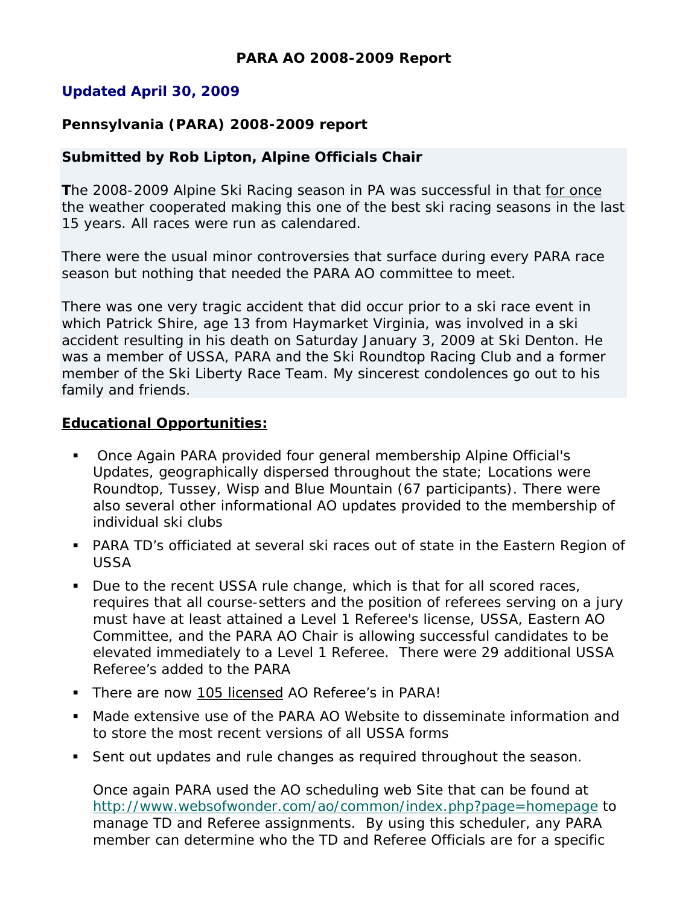**PARA AO 2008-2009 Report**

**Updated April 30, 2009**

**Pennsylvania (PARA) 2008-2009 report**

**Submitted by Rob Lipton, Alpine Officials Chair**

**T**he 2008-2009 Alpine Ski Racing season in PA was successful in that for once the weather cooperated making this one of the best ski racing seasons in the last 15 years. All races were run as calendared.

There were the usual minor controversies that surface during every PARA race season but nothing that needed the PARA AO committee to meet.

There was one very tragic accident that did occur prior to a ski race event in which Patrick Shire, age 13 from Haymarket Virginia, was involved in a ski accident resulting in his death on Saturday January 3, 2009 at Ski Denton. He was a member of USSA, PARA and the Ski Roundtop Racing Club and a former member of the Ski Liberty Race Team. My sincerest condolences go out to his family and friends.

**Educational Opportunities:**

- Once Again PARA provided four general membership Alpine Official's Updates, geographically dispersed throughout the state; Locations were Roundtop, Tussey, Wisp and Blue Mountain (67 participants). There were also several other informational AO updates provided to the membership of individual ski clubs
- PARA TD's officiated at several ski races out of state in the Eastern Region of USSA
- Due to the recent USSA rule change, which is that for all scored races, requires that all course-setters and the position of referees serving on a jury must have at least attained a Level 1 Referee's license, USSA, Eastern AO Committee, and the PARA AO Chair is allowing successful candidates to be elevated immediately to a Level 1 Referee. There were 29 additional USSA Referee's added to the PARA
- There are now 105 licensed AO Referee's in PARA!
- Made extensive use of the PARA AO Website to disseminate information and to store the most recent versions of all USSA forms
- Sent out updates and rule changes as required throughout the season.

  Once again PARA used the AO scheduling web Site that can be found at http://www.websofwonder.com/ao/common/index.php?page=homepage to manage TD and Referee assignments. By using this scheduler, any PARA member can determine who the TD and Referee Officials are for a specific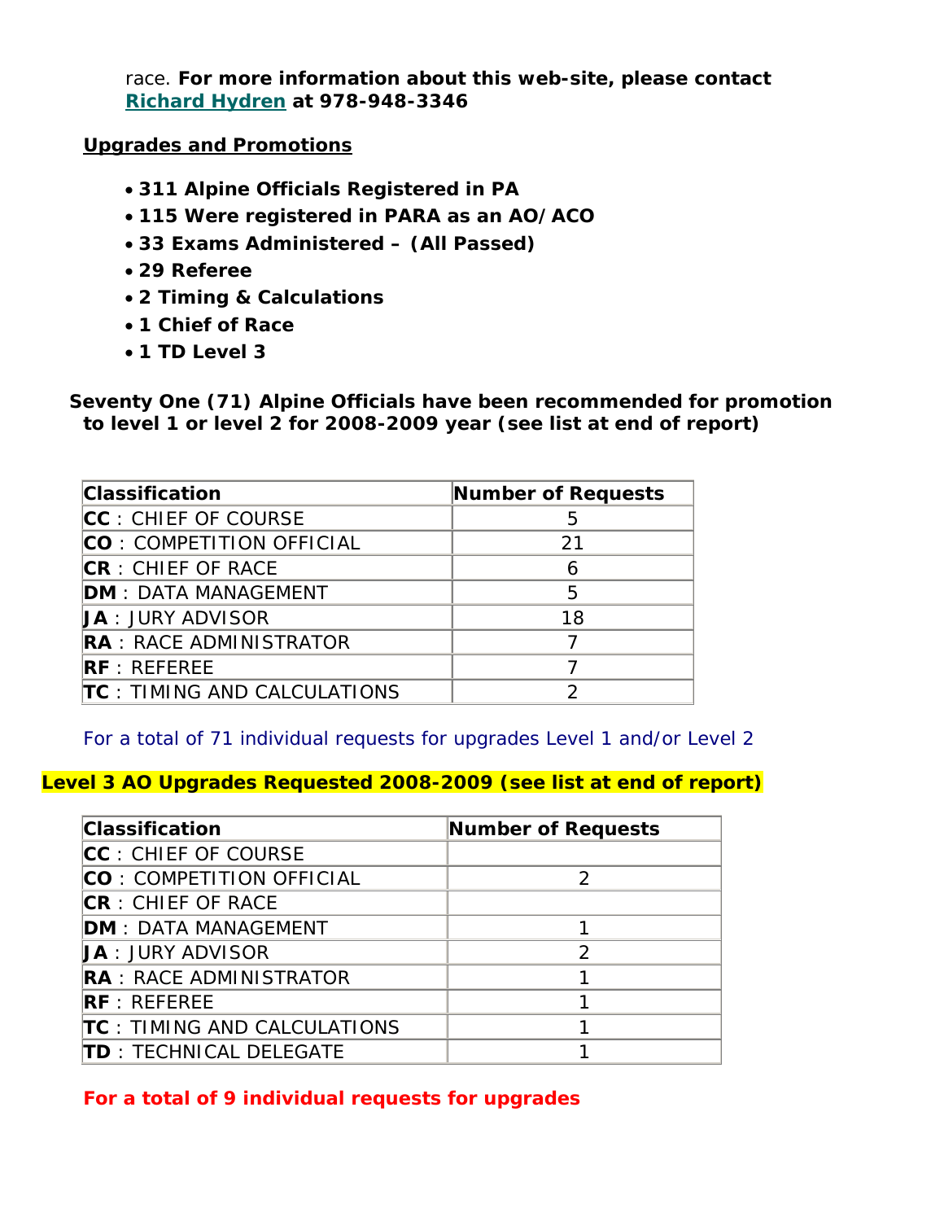race. **For more information about this web-site, please contact Richard Hydren at 978-948-3346**

**Upgrades and Promotions**

- **311 Alpine Officials Registered in PA**
- **115 Were registered in PARA as an AO/ACO**
- **33 Exams Administered – (All Passed)**
- **29 Referee**
- **2 Timing & Calculations**
- **1 Chief of Race**
- **1 TD Level 3**

**Seventy One (71) Alpine Officials have been recommended for promotion to level 1 or level 2 for 2008-2009 year (see list at end of report)**

| Classification | Number of Requests |
|---|---|
| **CC** : CHIEF OF COURSE | 5 |
| **CO** : COMPETITION OFFICIAL | 21 |
| **CR** : CHIEF OF RACE | 6 |
| **DM** : DATA MANAGEMENT | 5 |
| **JA** : JURY ADVISOR | 18 |
| **RA** : RACE ADMINISTRATOR | 7 |
| **RF** : REFEREE | 7 |
| **TC** : TIMING AND CALCULATIONS | 2 |

For a total of 71 individual requests for upgrades Level 1 and/or Level 2

**Level 3 AO Upgrades Requested 2008-2009 (see list at end of report)**

| Classification | Number of Requests |
|---|---|
| **CC** : CHIEF OF COURSE | |
| **CO** : COMPETITION OFFICIAL | 2 |
| **CR** : CHIEF OF RACE | |
| **DM** : DATA MANAGEMENT | 1 |
| **JA** : JURY ADVISOR | 2 |
| **RA** : RACE ADMINISTRATOR | 1 |
| **RF** : REFEREE | 1 |
| **TC** : TIMING AND CALCULATIONS | 1 |
| **TD** : TECHNICAL DELEGATE | 1 |

**For a total of 9 individual requests for upgrades**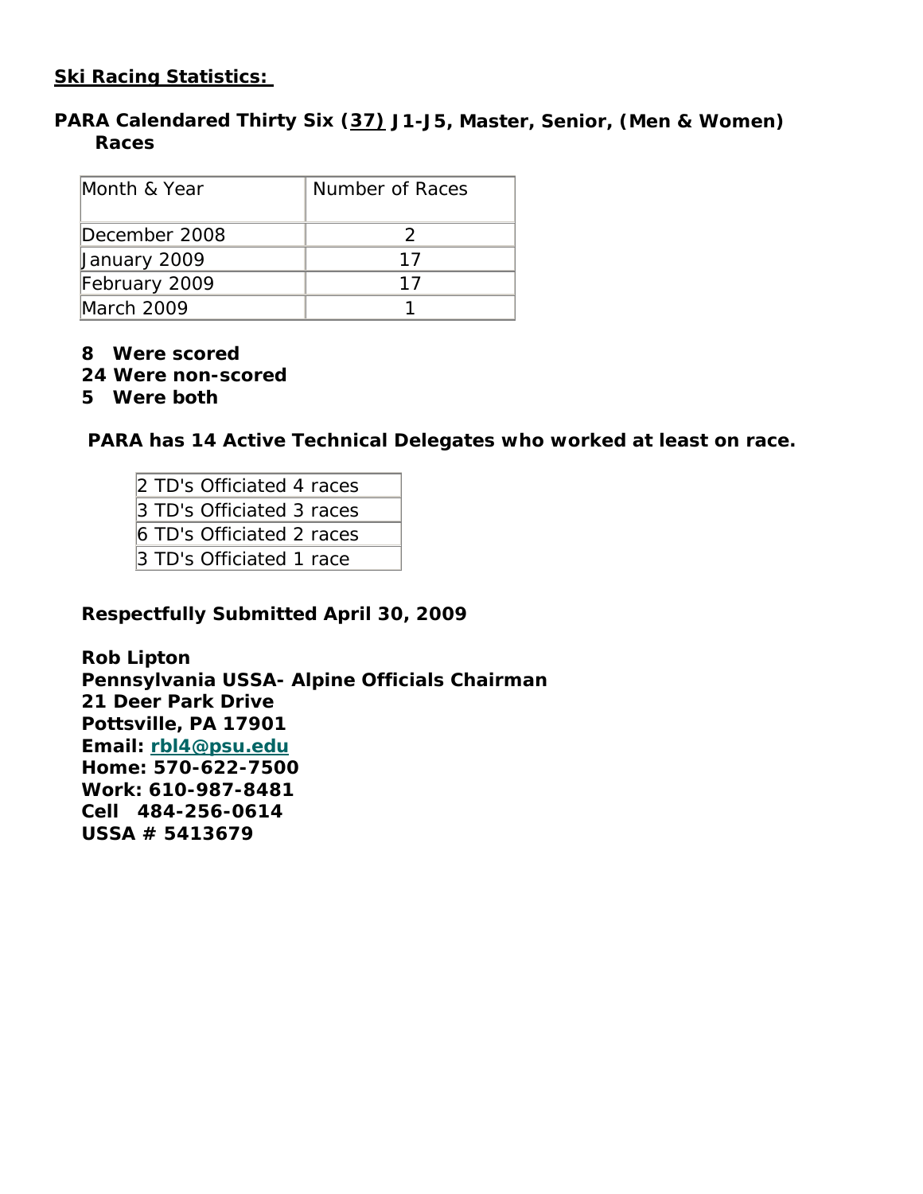**<u>Ski Racing Statistics:</u>**

**PARA Calendared Thirty Six (<u>37)</u> J1-J5, Master, Senior, (Men & Women) Races**

| Month & Year | Number of Races |
|---|---|
| December 2008 | 2 |
| January 2009 | 17 |
| February 2009 | 17 |
| March 2009 | 1 |

**8 Were scored**
**24 Were non-scored**
**5 Were both**

**PARA has 14 Active Technical Delegates who worked at least on race.**

| 2 TD's Officiated 4 races |
|---|
| 3 TD's Officiated 3 races |
| 6 TD's Officiated 2 races |
| 3 TD's Officiated 1 race |

**Respectfully Submitted April 30, 2009**

**Rob Lipton**
**Pennsylvania USSA- Alpine Officials Chairman**
**21 Deer Park Drive**
**Pottsville, PA 17901**
**Email: rbl4@psu.edu**
**Home: 570-622-7500**
**Work: 610-987-8481**
**Cell 484-256-0614**
**USSA # 5413679**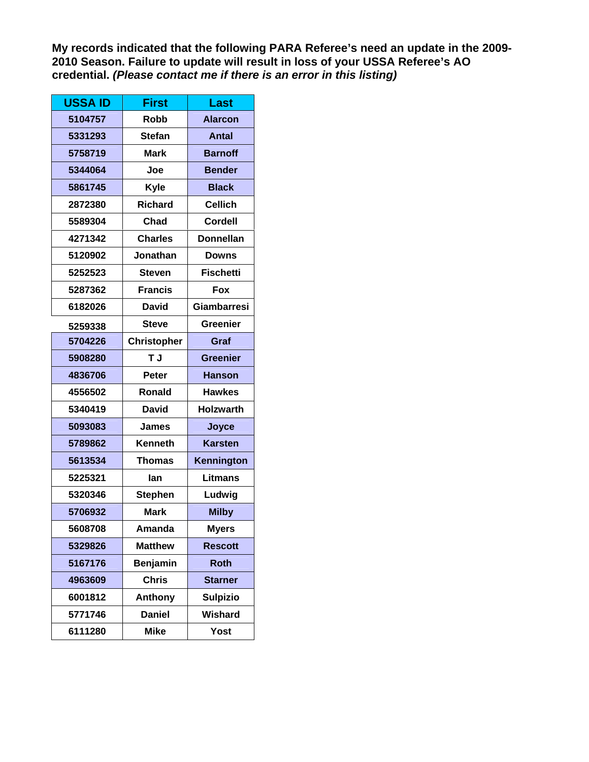**My records indicated that the following PARA Referee's need an update in the 2009-2010 Season. Failure to update will result in loss of your USSA Referee's AO credential.** ***(Please contact me if there is an error in this listing)***

| USSA ID | First | Last |
|---|---|---|
| 5104757 | Robb | Alarcon |
| 5331293 | Stefan | Antal |
| 5758719 | Mark | Barnoff |
| 5344064 | Joe | Bender |
| 5861745 | Kyle | Black |
| 2872380 | Richard | Cellich |
| 5589304 | Chad | Cordell |
| 4271342 | Charles | Donnellan |
| 5120902 | Jonathan | Downs |
| 5252523 | Steven | Fischetti |
| 5287362 | Francis | Fox |
| 6182026 | David | Giambarresi |
| 5259338 | Steve | Greenier |
| 5704226 | Christopher | Graf |
| 5908280 | T J | Greenier |
| 4836706 | Peter | Hanson |
| 4556502 | Ronald | Hawkes |
| 5340419 | David | Holzwarth |
| 5093083 | James | Joyce |
| 5789862 | Kenneth | Karsten |
| 5613534 | Thomas | Kennington |
| 5225321 | Ian | Litmans |
| 5320346 | Stephen | Ludwig |
| 5706932 | Mark | Milby |
| 5608708 | Amanda | Myers |
| 5329826 | Matthew | Rescott |
| 5167176 | Benjamin | Roth |
| 4963609 | Chris | Starner |
| 6001812 | Anthony | Sulpizio |
| 5771746 | Daniel | Wishard |
| 6111280 | Mike | Yost |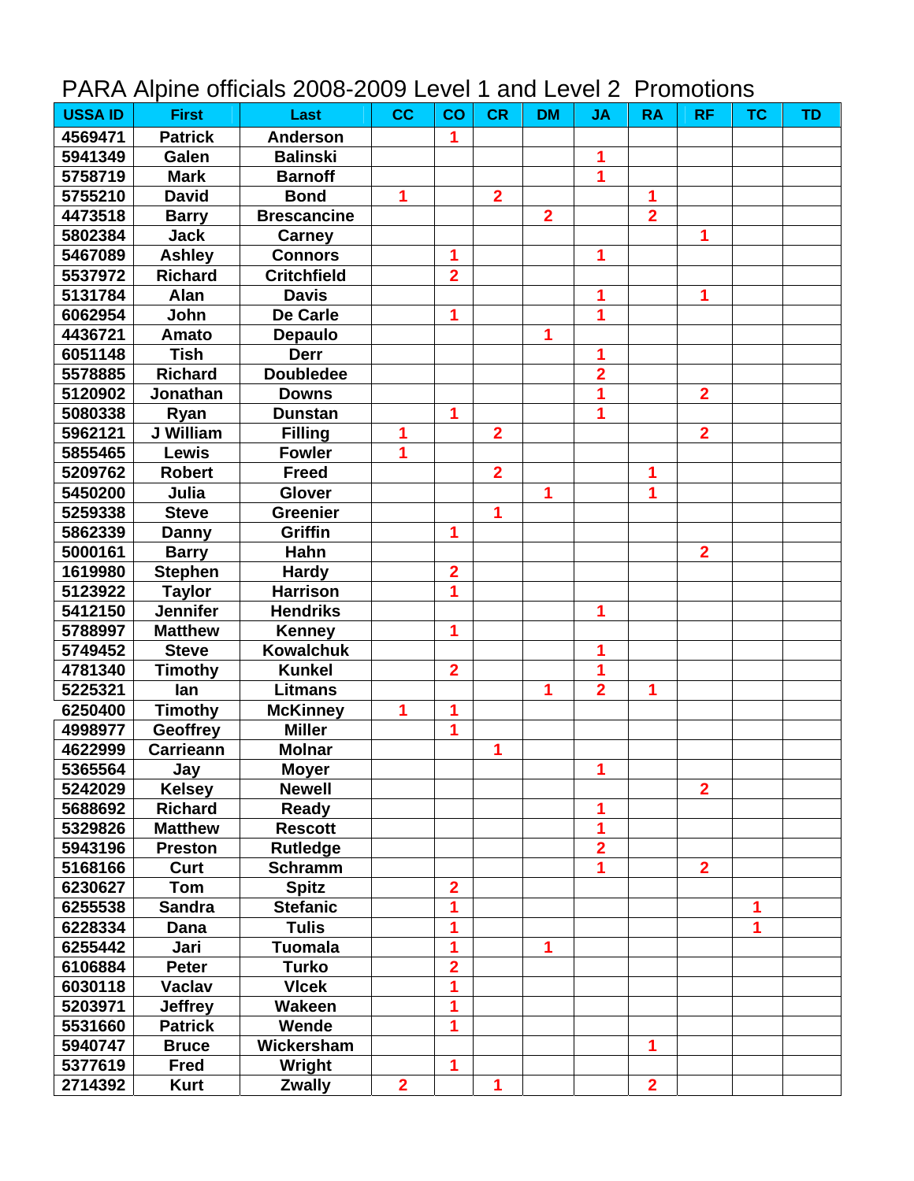# PARA Alpine officials 2008-2009 Level 1 and Level 2 Promotions

| USSA ID | First | Last | CC | CO | CR | DM | JA | RA | RF | TC | TD |
|---|---|---|---|---|---|---|---|---|---|---|---|
| 4569471 | Patrick | Anderson | | 1 | | | | | | | |
| 5941349 | Galen | Balinski | | | | | 1 | | | | |
| 5758719 | Mark | Barnoff | | | | | 1 | | | | |
| 5755210 | David | Bond | 1 | | 2 | | | 1 | | | |
| 4473518 | Barry | Brescancine | | | | 2 | | 2 | | | |
| 5802384 | Jack | Carney | | | | | | | 1 | | |
| 5467089 | Ashley | Connors | | 1 | | | 1 | | | | |
| 5537972 | Richard | Critchfield | | 2 | | | | | | | |
| 5131784 | Alan | Davis | | | | | 1 | | 1 | | |
| 6062954 | John | De Carle | | 1 | | | 1 | | | | |
| 4436721 | Amato | Depaulo | | | | 1 | | | | | |
| 6051148 | Tish | Derr | | | | | 1 | | | | |
| 5578885 | Richard | Doubledee | | | | | 2 | | | | |
| 5120902 | Jonathan | Downs | | | | | 1 | | 2 | | |
| 5080338 | Ryan | Dunstan | | 1 | | | 1 | | | | |
| 5962121 | J William | Filling | 1 | | 2 | | | | 2 | | |
| 5855465 | Lewis | Fowler | 1 | | | | | | | | |
| 5209762 | Robert | Freed | | | 2 | | | 1 | | | |
| 5450200 | Julia | Glover | | | | 1 | | 1 | | | |
| 5259338 | Steve | Greenier | | | 1 | | | | | | |
| 5862339 | Danny | Griffin | | 1 | | | | | | | |
| 5000161 | Barry | Hahn | | | | | | | 2 | | |
| 1619980 | Stephen | Hardy | | 2 | | | | | | | |
| 5123922 | Taylor | Harrison | | 1 | | | | | | | |
| 5412150 | Jennifer | Hendriks | | | | | 1 | | | | |
| 5788997 | Matthew | Kenney | | 1 | | | | | | | |
| 5749452 | Steve | Kowalchuk | | | | | 1 | | | | |
| 4781340 | Timothy | Kunkel | | 2 | | | 1 | | | | |
| 5225321 | Ian | Litmans | | | | 1 | 2 | 1 | | | |
| 6250400 | Timothy | McKinney | 1 | 1 | | | | | | | |
| 4998977 | Geoffrey | Miller | | 1 | | | | | | | |
| 4622999 | Carrieann | Molnar | | | 1 | | | | | | |
| 5365564 | Jay | Moyer | | | | | 1 | | | | |
| 5242029 | Kelsey | Newell | | | | | | | 2 | | |
| 5688692 | Richard | Ready | | | | | 1 | | | | |
| 5329826 | Matthew | Rescott | | | | | 1 | | | | |
| 5943196 | Preston | Rutledge | | | | | 2 | | | | |
| 5168166 | Curt | Schramm | | | | | 1 | | 2 | | |
| 6230627 | Tom | Spitz | | 2 | | | | | | | |
| 6255538 | Sandra | Stefanic | | 1 | | | | | | 1 | |
| 6228334 | Dana | Tulis | | 1 | | | | | | 1 | |
| 6255442 | Jari | Tuomala | | 1 | | 1 | | | | | |
| 6106884 | Peter | Turko | | 2 | | | | | | | |
| 6030118 | Vaclav | Vlcek | | 1 | | | | | | | |
| 5203971 | Jeffrey | Wakeen | | 1 | | | | | | | |
| 5531660 | Patrick | Wende | | 1 | | | | | | | |
| 5940747 | Bruce | Wickersham | | | | | | 1 | | | |
| 5377619 | Fred | Wright | | 1 | | | | | | | |
| 2714392 | Kurt | Zwally | 2 | | 1 | | | 2 | | | |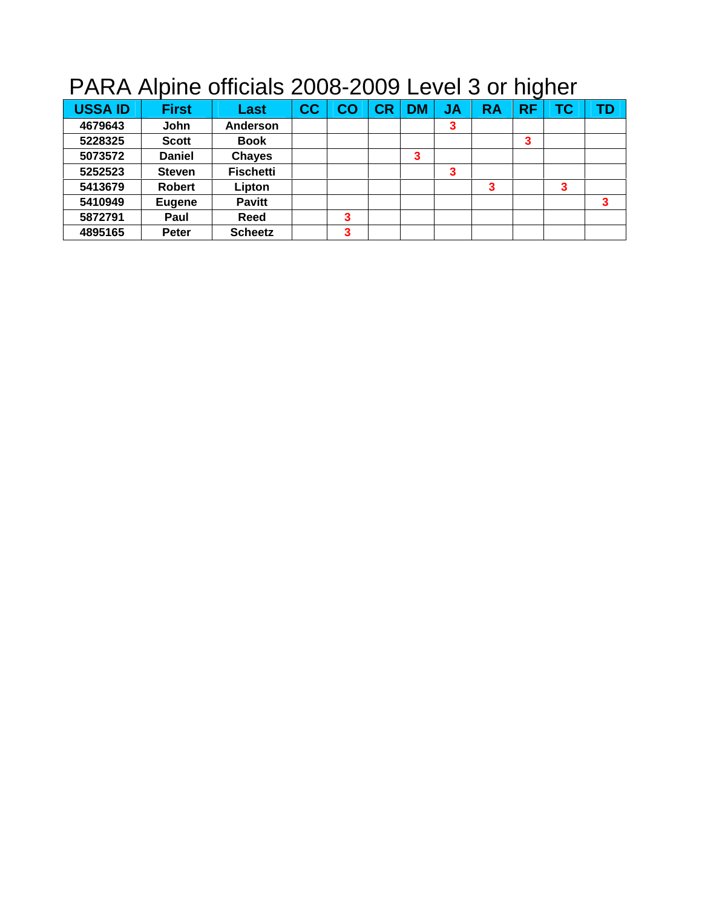# PARA Alpine officials 2008-2009 Level 3 or higher

| USSA ID | First | Last | CC | CO | CR | DM | JA | RA | RF | TC | TD |
|---|---|---|---|---|---|---|---|---|---|---|---|
| 4679643 | John | Anderson | | | | | 3 | | | | |
| 5228325 | Scott | Book | | | | | | | 3 | | |
| 5073572 | Daniel | Chayes | | | | 3 | | | | | |
| 5252523 | Steven | Fischetti | | | | | 3 | | | | |
| 5413679 | Robert | Lipton | | | | | | 3 | | 3 | |
| 5410949 | Eugene | Pavitt | | | | | | | | | 3 |
| 5872791 | Paul | Reed | | 3 | | | | | | | |
| 4895165 | Peter | Scheetz | | 3 | | | | | | | |